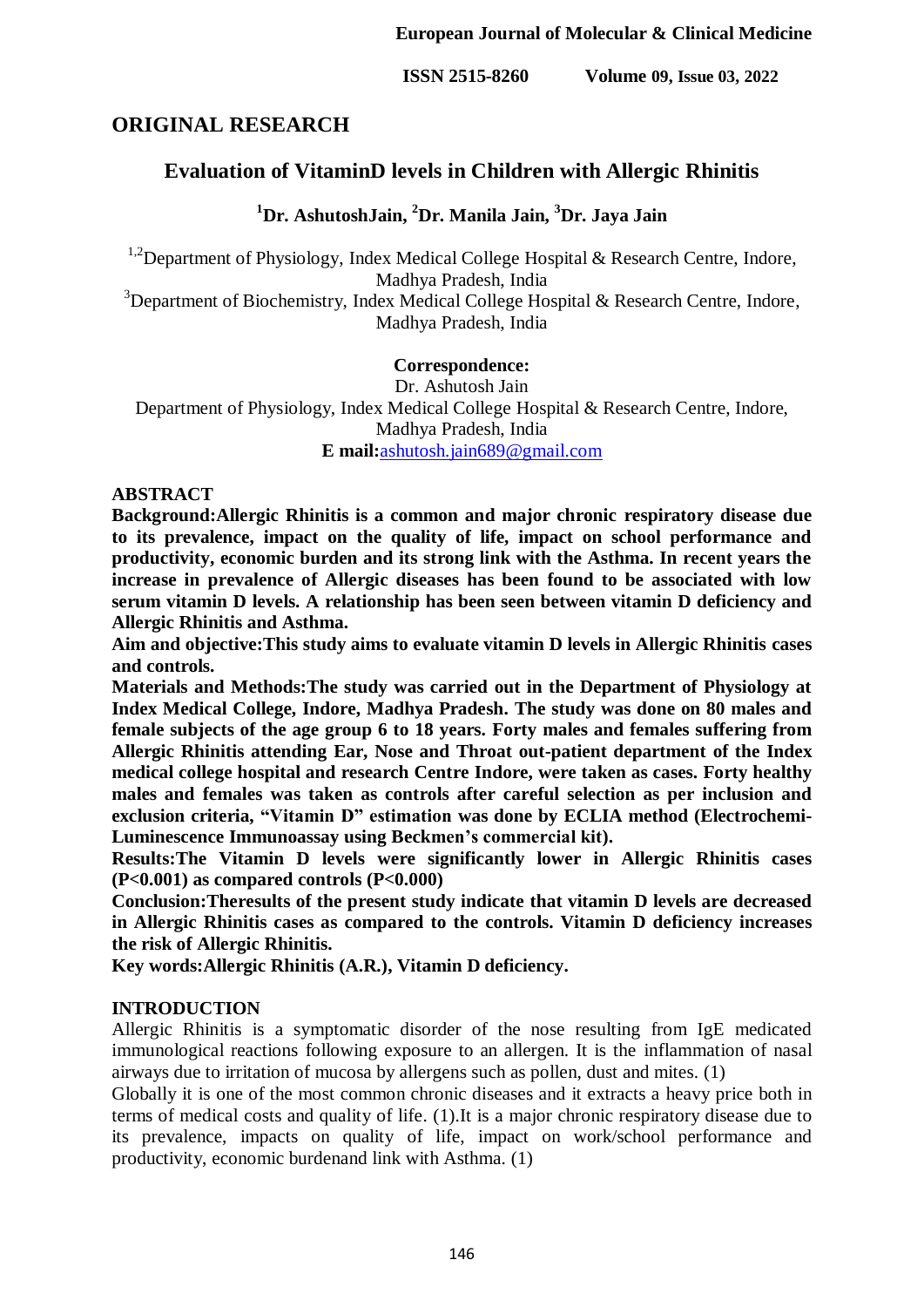## ORIGINAL RESEARCH

# Evaluation of VitaminD levels in Children with Allergic Rhinitis

**[1]Dr. AshutoshJain, [2]Dr. Manila Jain, [3]Dr. Jaya Jain**

[1,2]Department of Physiology, Index Medical College Hospital & Research Centre, Indore, Madhya Pradesh, India

[3]Department of Biochemistry, Index Medical College Hospital & Research Centre, Indore, Madhya Pradesh, India

**Correspondence:**
Dr. Ashutosh Jain
Department of Physiology, Index Medical College Hospital & Research Centre, Indore, Madhya Pradesh, India
**E mail:**ashutosh.jain689@gmail.com

## ABSTRACT

**Background:Allergic Rhinitis is a common and major chronic respiratory disease due to its prevalence, impact on the quality of life, impact on school performance and productivity, economic burden and its strong link with the Asthma. In recent years the increase in prevalence of Allergic diseases has been found to be associated with low serum vitamin D levels. A relationship has been seen between vitamin D deficiency and Allergic Rhinitis and Asthma.**

**Aim and objective:This study aims to evaluate vitamin D levels in Allergic Rhinitis cases and controls.**

**Materials and Methods:The study was carried out in the Department of Physiology at Index Medical College, Indore, Madhya Pradesh. The study was done on 80 males and female subjects of the age group 6 to 18 years. Forty males and females suffering from Allergic Rhinitis attending Ear, Nose and Throat out-patient department of the Index medical college hospital and research Centre Indore, were taken as cases. Forty healthy males and females was taken as controls after careful selection as per inclusion and exclusion criteria, "Vitamin D" estimation was done by ECLIA method (Electrochemi-Luminescence Immunoassay using Beckmen's commercial kit).**

**Results:The Vitamin D levels were significantly lower in Allergic Rhinitis cases ($P<0.001$) as compared controls ($P<0.000$)**

**Conclusion:Theresults of the present study indicate that vitamin D levels are decreased in Allergic Rhinitis cases as compared to the controls. Vitamin D deficiency increases the risk of Allergic Rhinitis.**

**Key words:Allergic Rhinitis (A.R.), Vitamin D deficiency.**

## INTRODUCTION

Allergic Rhinitis is a symptomatic disorder of the nose resulting from IgE medicated immunological reactions following exposure to an allergen. It is the inflammation of nasal airways due to irritation of mucosa by allergens such as pollen, dust and mites. (1)

Globally it is one of the most common chronic diseases and it extracts a heavy price both in terms of medical costs and quality of life. (1).It is a major chronic respiratory disease due to its prevalence, impacts on quality of life, impact on work/school performance and productivity, economic burdenand link with Asthma. (1)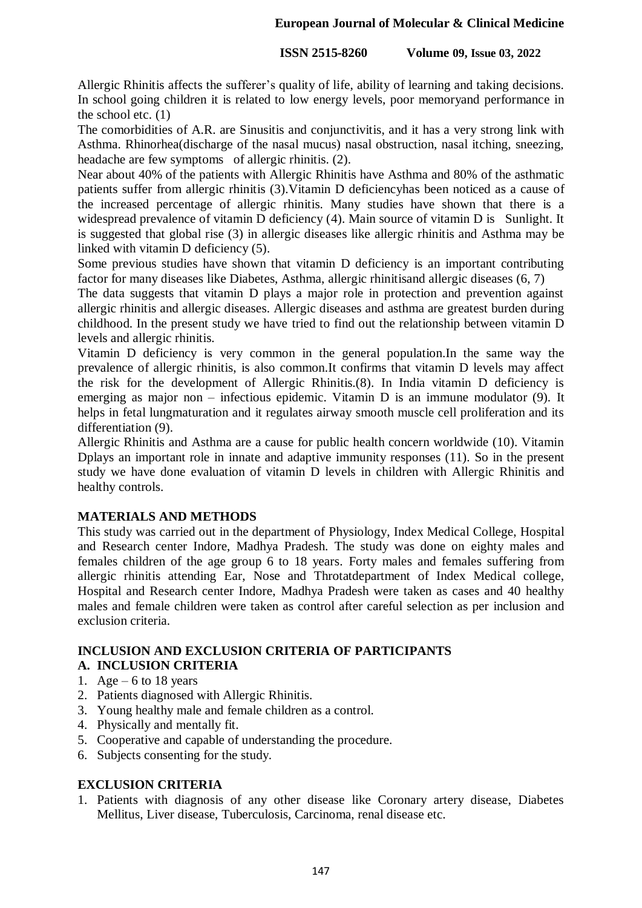Allergic Rhinitis affects the sufferer's quality of life, ability of learning and taking decisions. In school going children it is related to low energy levels, poor memoryand performance in the school etc. (1)

The comorbidities of A.R. are Sinusitis and conjunctivitis, and it has a very strong link with Asthma. Rhinorhea(discharge of the nasal mucus) nasal obstruction, nasal itching, sneezing, headache are few symptoms of allergic rhinitis. (2).

Near about 40% of the patients with Allergic Rhinitis have Asthma and 80% of the asthmatic patients suffer from allergic rhinitis (3).Vitamin D deficiencyhas been noticed as a cause of the increased percentage of allergic rhinitis. Many studies have shown that there is a widespread prevalence of vitamin D deficiency (4). Main source of vitamin D is Sunlight. It is suggested that global rise (3) in allergic diseases like allergic rhinitis and Asthma may be linked with vitamin D deficiency (5).

Some previous studies have shown that vitamin D deficiency is an important contributing factor for many diseases like Diabetes, Asthma, allergic rhinitisand allergic diseases (6, 7)

The data suggests that vitamin D plays a major role in protection and prevention against allergic rhinitis and allergic diseases. Allergic diseases and asthma are greatest burden during childhood. In the present study we have tried to find out the relationship between vitamin D levels and allergic rhinitis.

Vitamin D deficiency is very common in the general population.In the same way the prevalence of allergic rhinitis, is also common.It confirms that vitamin D levels may affect the risk for the development of Allergic Rhinitis.(8). In India vitamin D deficiency is emerging as major non – infectious epidemic. Vitamin D is an immune modulator (9). It helps in fetal lungmaturation and it regulates airway smooth muscle cell proliferation and its differentiation (9).

Allergic Rhinitis and Asthma are a cause for public health concern worldwide (10). Vitamin Dplays an important role in innate and adaptive immunity responses (11). So in the present study we have done evaluation of vitamin D levels in children with Allergic Rhinitis and healthy controls.

## MATERIALS AND METHODS

This study was carried out in the department of Physiology, Index Medical College, Hospital and Research center Indore, Madhya Pradesh. The study was done on eighty males and females children of the age group 6 to 18 years. Forty males and females suffering from allergic rhinitis attending Ear, Nose and Throtatdepartment of Index Medical college, Hospital and Research center Indore, Madhya Pradesh were taken as cases and 40 healthy males and female children were taken as control after careful selection as per inclusion and exclusion criteria.

## INCLUSION AND EXCLUSION CRITERIA OF PARTICIPANTS

### A. INCLUSION CRITERIA

1. Age – 6 to 18 years
2. Patients diagnosed with Allergic Rhinitis.
3. Young healthy male and female children as a control.
4. Physically and mentally fit.
5. Cooperative and capable of understanding the procedure.
6. Subjects consenting for the study.

### EXCLUSION CRITERIA

1. Patients with diagnosis of any other disease like Coronary artery disease, Diabetes Mellitus, Liver disease, Tuberculosis, Carcinoma, renal disease etc.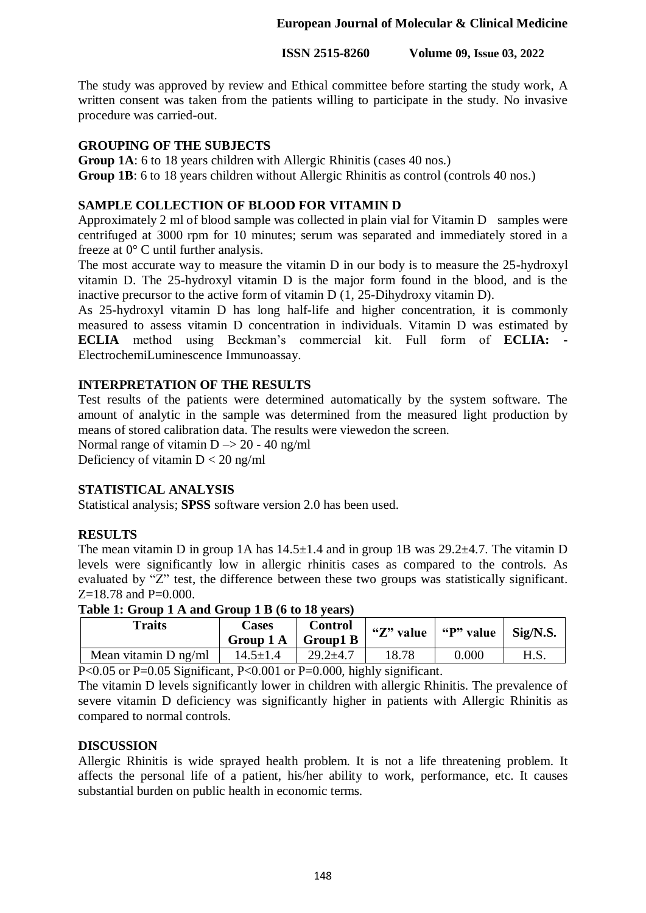The study was approved by review and Ethical committee before starting the study work, A written consent was taken from the patients willing to participate in the study. No invasive procedure was carried-out.

## GROUPING OF THE SUBJECTS

**Group 1A**: 6 to 18 years children with Allergic Rhinitis (cases 40 nos.)
**Group 1B**: 6 to 18 years children without Allergic Rhinitis as control (controls 40 nos.)

## SAMPLE COLLECTION OF BLOOD FOR VITAMIN D

Approximately 2 ml of blood sample was collected in plain vial for Vitamin D samples were centrifuged at 3000 rpm for 10 minutes; serum was separated and immediately stored in a freeze at 0° C until further analysis.

The most accurate way to measure the vitamin D in our body is to measure the 25-hydroxyl vitamin D. The 25-hydroxyl vitamin D is the major form found in the blood, and is the inactive precursor to the active form of vitamin D (1, 25-Dihydroxy vitamin D).

As 25-hydroxyl vitamin D has long half-life and higher concentration, it is commonly measured to assess vitamin D concentration in individuals. Vitamin D was estimated by **ECLIA** method using Beckman's commercial kit. Full form of **ECLIA:** - ElectrochemiLuminescence Immunoassay.

## INTERPRETATION OF THE RESULTS

Test results of the patients were determined automatically by the system software. The amount of analytic in the sample was determined from the measured light production by means of stored calibration data. The results were viewedon the screen.

Normal range of vitamin D –> 20 - 40 ng/ml

Deficiency of vitamin D < 20 ng/ml

## STATISTICAL ANALYSIS

Statistical analysis; **SPSS** software version 2.0 has been used.

## RESULTS

The mean vitamin D in group 1A has 14.5±1.4 and in group 1B was 29.2±4.7. The vitamin D levels were significantly low in allergic rhinitis cases as compared to the controls. As evaluated by "Z" test, the difference between these two groups was statistically significant. Z=18.78 and P=0.000.

**Table 1: Group 1 A and Group 1 B (6 to 18 years)**

| Traits | Cases Group 1 A | Control Group1 B | "Z" value | "P" value | Sig/N.S. |
|---|---|---|---|---|---|
| Mean vitamin D ng/ml | 14.5±1.4 | 29.2±4.7 | 18.78 | 0.000 | H.S. |

P<0.05 or P=0.05 Significant, P<0.001 or P=0.000, highly significant.

The vitamin D levels significantly lower in children with allergic Rhinitis. The prevalence of severe vitamin D deficiency was significantly higher in patients with Allergic Rhinitis as compared to normal controls.

## DISCUSSION

Allergic Rhinitis is wide sprayed health problem. It is not a life threatening problem. It affects the personal life of a patient, his/her ability to work, performance, etc. It causes substantial burden on public health in economic terms.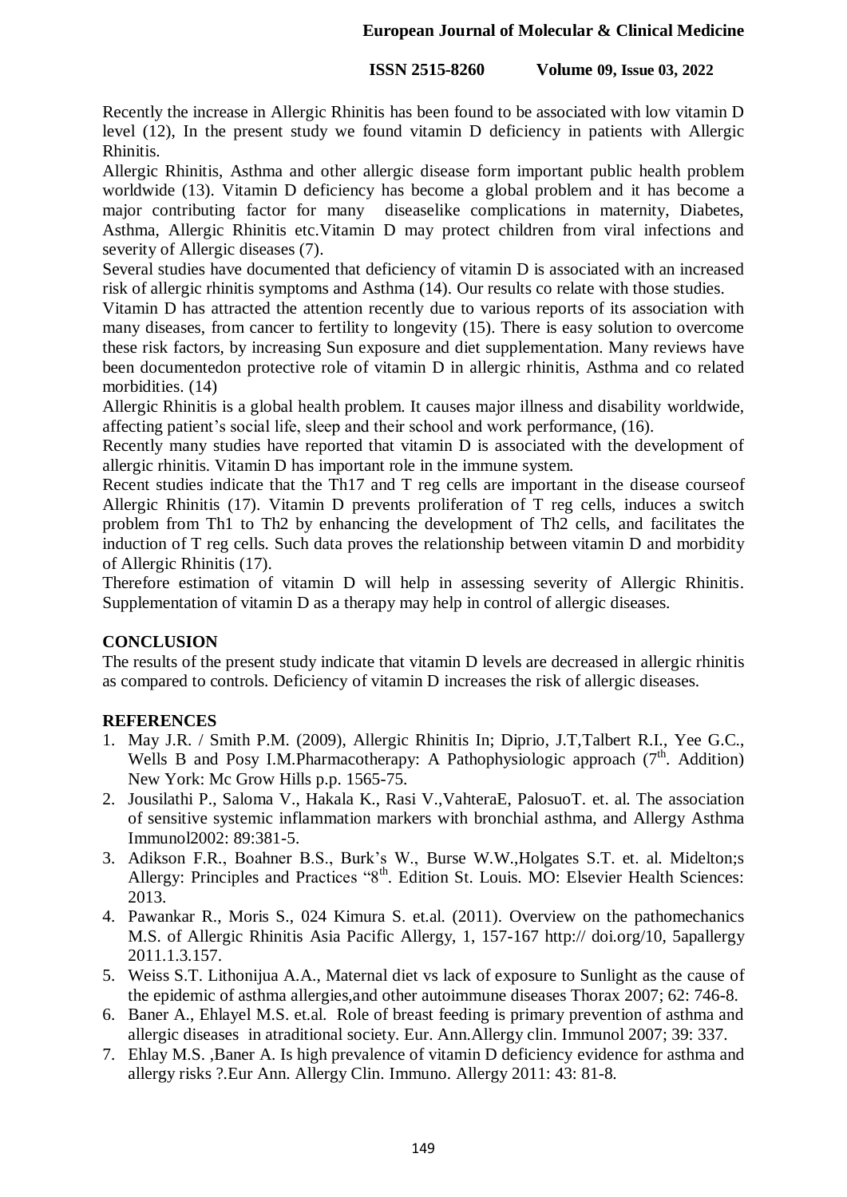Recently the increase in Allergic Rhinitis has been found to be associated with low vitamin D level (12), In the present study we found vitamin D deficiency in patients with Allergic Rhinitis.

Allergic Rhinitis, Asthma and other allergic disease form important public health problem worldwide (13). Vitamin D deficiency has become a global problem and it has become a major contributing factor for many diseaselike complications in maternity, Diabetes, Asthma, Allergic Rhinitis etc.Vitamin D may protect children from viral infections and severity of Allergic diseases (7).

Several studies have documented that deficiency of vitamin D is associated with an increased risk of allergic rhinitis symptoms and Asthma (14). Our results co relate with those studies.

Vitamin D has attracted the attention recently due to various reports of its association with many diseases, from cancer to fertility to longevity (15). There is easy solution to overcome these risk factors, by increasing Sun exposure and diet supplementation. Many reviews have been documentedon protective role of vitamin D in allergic rhinitis, Asthma and co related morbidities. (14)

Allergic Rhinitis is a global health problem. It causes major illness and disability worldwide, affecting patient's social life, sleep and their school and work performance, (16).

Recently many studies have reported that vitamin D is associated with the development of allergic rhinitis. Vitamin D has important role in the immune system.

Recent studies indicate that the Th17 and T reg cells are important in the disease courseof Allergic Rhinitis (17). Vitamin D prevents proliferation of T reg cells, induces a switch problem from Th1 to Th2 by enhancing the development of Th2 cells, and facilitates the induction of T reg cells. Such data proves the relationship between vitamin D and morbidity of Allergic Rhinitis (17).

Therefore estimation of vitamin D will help in assessing severity of Allergic Rhinitis. Supplementation of vitamin D as a therapy may help in control of allergic diseases.

## CONCLUSION

The results of the present study indicate that vitamin D levels are decreased in allergic rhinitis as compared to controls. Deficiency of vitamin D increases the risk of allergic diseases.

## REFERENCES

1. May J.R. / Smith P.M. (2009), Allergic Rhinitis In; Diprio, J.T,Talbert R.I., Yee G.C., Wells B and Posy I.M.Pharmacotherapy: A Pathophysiologic approach (7th. Addition) New York: Mc Grow Hills p.p. 1565-75.
2. Jousilathi P., Saloma V., Hakala K., Rasi V.,VahteraE, PalosuoT. et. al. The association of sensitive systemic inflammation markers with bronchial asthma, and Allergy Asthma Immunol2002: 89:381-5.
3. Adikson F.R., Boahner B.S., Burk's W., Burse W.W.,Holgates S.T. et. al. Midelton;s Allergy: Principles and Practices "8th. Edition St. Louis. MO: Elsevier Health Sciences: 2013.
4. Pawankar R., Moris S., 024 Kimura S. et.al. (2011). Overview on the pathomechanics M.S. of Allergic Rhinitis Asia Pacific Allergy, 1, 157-167 http:// doi.org/10, 5apallergy 2011.1.3.157.
5. Weiss S.T. Lithonijua A.A., Maternal diet vs lack of exposure to Sunlight as the cause of the epidemic of asthma allergies,and other autoimmune diseases Thorax 2007; 62: 746-8.
6. Baner A., Ehlayel M.S. et.al. Role of breast feeding is primary prevention of asthma and allergic diseases in atraditional society. Eur. Ann.Allergy clin. Immunol 2007; 39: 337.
7. Ehlay M.S. ,Baner A. Is high prevalence of vitamin D deficiency evidence for asthma and allergy risks ?.Eur Ann. Allergy Clin. Immuno. Allergy 2011: 43: 81-8.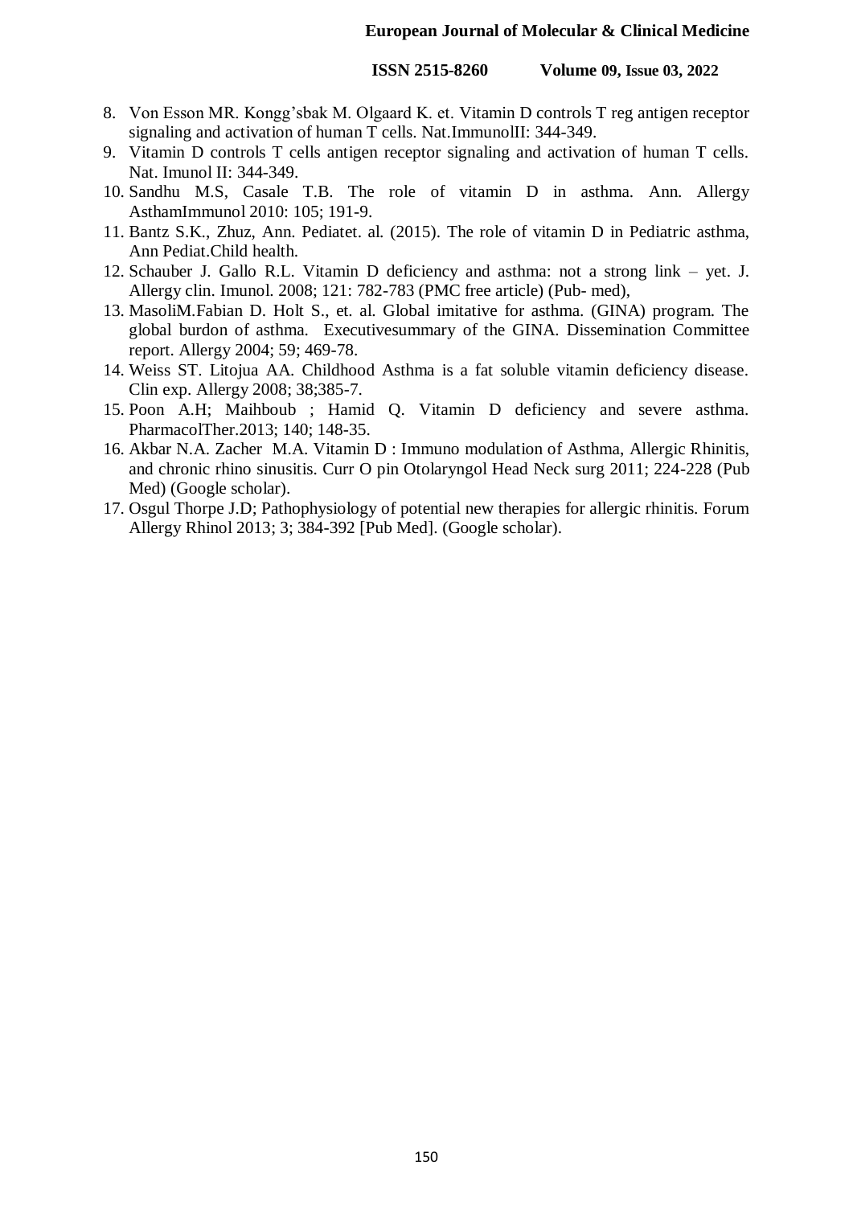8. Von Esson MR. Kongg'sbak M. Olgaard K. et. Vitamin D controls T reg antigen receptor signaling and activation of human T cells. Nat.ImmunolII: 344-349.
9. Vitamin D controls T cells antigen receptor signaling and activation of human T cells. Nat. Imunol II: 344-349.
10. Sandhu M.S, Casale T.B. The role of vitamin D in asthma. Ann. Allergy AsthamImmunol 2010: 105; 191-9.
11. Bantz S.K., Zhuz, Ann. Pediatet. al. (2015). The role of vitamin D in Pediatric asthma, Ann Pediat.Child health.
12. Schauber J. Gallo R.L. Vitamin D deficiency and asthma: not a strong link – yet. J. Allergy clin. Imunol. 2008; 121: 782-783 (PMC free article) (Pub- med),
13. MasoliM.Fabian D. Holt S., et. al. Global imitative for asthma. (GINA) program. The global burdon of asthma. Executivesummary of the GINA. Dissemination Committee report. Allergy 2004; 59; 469-78.
14. Weiss ST. Litojua AA. Childhood Asthma is a fat soluble vitamin deficiency disease. Clin exp. Allergy 2008; 38;385-7.
15. Poon A.H; Maihboub ; Hamid Q. Vitamin D deficiency and severe asthma. PharmacolTher.2013; 140; 148-35.
16. Akbar N.A. Zacher M.A. Vitamin D : Immuno modulation of Asthma, Allergic Rhinitis, and chronic rhino sinusitis. Curr O pin Otolaryngol Head Neck surg 2011; 224-228 (Pub Med) (Google scholar).
17. Osgul Thorpe J.D; Pathophysiology of potential new therapies for allergic rhinitis. Forum Allergy Rhinol 2013; 3; 384-392 [Pub Med]. (Google scholar).